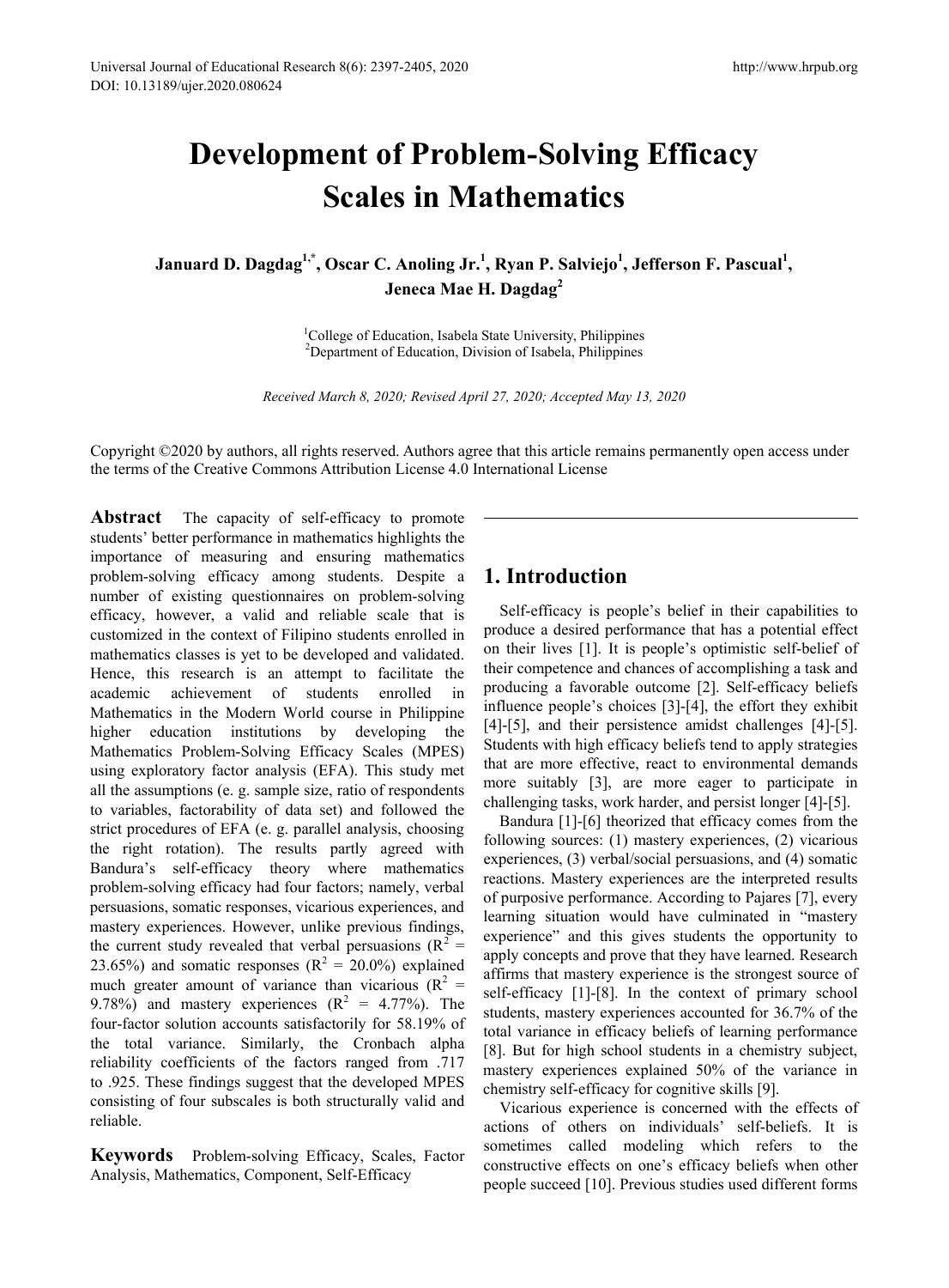# Development of Problem-Solving Efficacy Scales in Mathematics

**Januard D. Dagdag[1,*], Oscar C. Anoling Jr.[1], Ryan P. Salviejo[1], Jefferson F. Pascual[1], Jeneca Mae H. Dagdag[2]**

[1]College of Education, Isabela State University, Philippines
[2]Department of Education, Division of Isabela, Philippines

*Received March 8, 2020; Revised April 27, 2020; Accepted May 13, 2020*

Copyright ©2020 by authors, all rights reserved. Authors agree that this article remains permanently open access under the terms of the Creative Commons Attribution License 4.0 International License

**Abstract** The capacity of self-efficacy to promote students' better performance in mathematics highlights the importance of measuring and ensuring mathematics problem-solving efficacy among students. Despite a number of existing questionnaires on problem-solving efficacy, however, a valid and reliable scale that is customized in the context of Filipino students enrolled in mathematics classes is yet to be developed and validated. Hence, this research is an attempt to facilitate the academic achievement of students enrolled in Mathematics in the Modern World course in Philippine higher education institutions by developing the Mathematics Problem-Solving Efficacy Scales (MPES) using exploratory factor analysis (EFA). This study met all the assumptions (e. g. sample size, ratio of respondents to variables, factorability of data set) and followed the strict procedures of EFA (e. g. parallel analysis, choosing the right rotation). The results partly agreed with Bandura's self-efficacy theory where mathematics problem-solving efficacy had four factors; namely, verbal persuasions, somatic responses, vicarious experiences, and mastery experiences. However, unlike previous findings, the current study revealed that verbal persuasions ($R^2$ = 23.65%) and somatic responses ($R^2$ = 20.0%) explained much greater amount of variance than vicarious ($R^2$ = 9.78%) and mastery experiences ($R^2$ = 4.77%). The four-factor solution accounts satisfactorily for 58.19% of the total variance. Similarly, the Cronbach alpha reliability coefficients of the factors ranged from .717 to .925. These findings suggest that the developed MPES consisting of four subscales is both structurally valid and reliable.

**Keywords** Problem-solving Efficacy, Scales, Factor Analysis, Mathematics, Component, Self-Efficacy

## 1. Introduction

Self-efficacy is people's belief in their capabilities to produce a desired performance that has a potential effect on their lives [1]. It is people's optimistic self-belief of their competence and chances of accomplishing a task and producing a favorable outcome [2]. Self-efficacy beliefs influence people's choices [3]-[4], the effort they exhibit [4]-[5], and their persistence amidst challenges [4]-[5]. Students with high efficacy beliefs tend to apply strategies that are more effective, react to environmental demands more suitably [3], are more eager to participate in challenging tasks, work harder, and persist longer [4]-[5].

Bandura [1]-[6] theorized that efficacy comes from the following sources: (1) mastery experiences, (2) vicarious experiences, (3) verbal/social persuasions, and (4) somatic reactions. Mastery experiences are the interpreted results of purposive performance. According to Pajares [7], every learning situation would have culminated in "mastery experience" and this gives students the opportunity to apply concepts and prove that they have learned. Research affirms that mastery experience is the strongest source of self-efficacy [1]-[8]. In the context of primary school students, mastery experiences accounted for 36.7% of the total variance in efficacy beliefs of learning performance [8]. But for high school students in a chemistry subject, mastery experiences explained 50% of the variance in chemistry self-efficacy for cognitive skills [9].

Vicarious experience is concerned with the effects of actions of others on individuals' self-beliefs. It is sometimes called modeling which refers to the constructive effects on one's efficacy beliefs when other people succeed [10]. Previous studies used different forms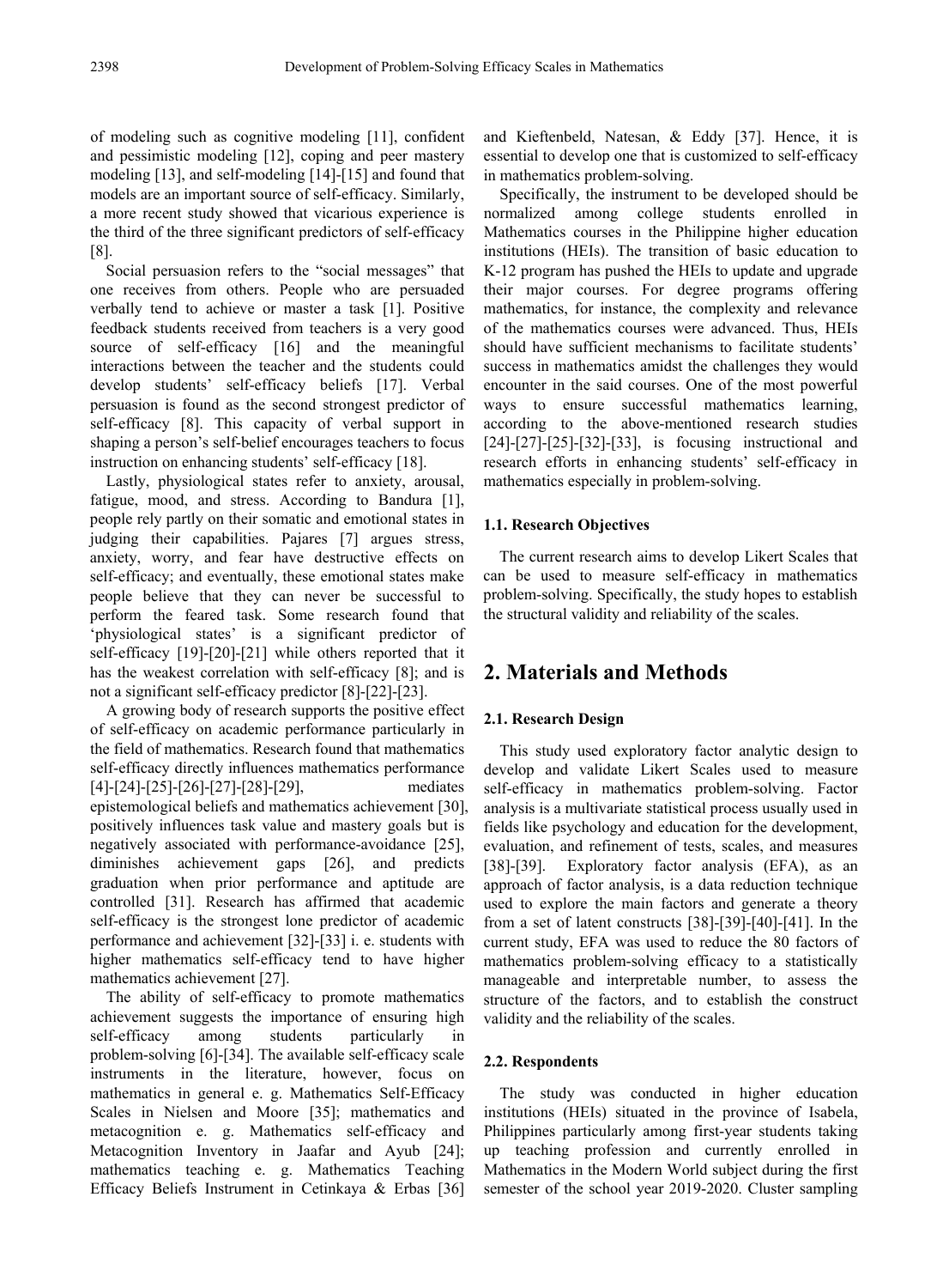of modeling such as cognitive modeling [11], confident and pessimistic modeling [12], coping and peer mastery modeling [13], and self-modeling [14]-[15] and found that models are an important source of self-efficacy. Similarly, a more recent study showed that vicarious experience is the third of the three significant predictors of self-efficacy [8].

Social persuasion refers to the "social messages" that one receives from others. People who are persuaded verbally tend to achieve or master a task [1]. Positive feedback students received from teachers is a very good source of self-efficacy [16] and the meaningful interactions between the teacher and the students could develop students' self-efficacy beliefs [17]. Verbal persuasion is found as the second strongest predictor of self-efficacy [8]. This capacity of verbal support in shaping a person's self-belief encourages teachers to focus instruction on enhancing students' self-efficacy [18].

Lastly, physiological states refer to anxiety, arousal, fatigue, mood, and stress. According to Bandura [1], people rely partly on their somatic and emotional states in judging their capabilities. Pajares [7] argues stress, anxiety, worry, and fear have destructive effects on self-efficacy; and eventually, these emotional states make people believe that they can never be successful to perform the feared task. Some research found that 'physiological states' is a significant predictor of self-efficacy [19]-[20]-[21] while others reported that it has the weakest correlation with self-efficacy [8]; and is not a significant self-efficacy predictor [8]-[22]-[23].

A growing body of research supports the positive effect of self-efficacy on academic performance particularly in the field of mathematics. Research found that mathematics self-efficacy directly influences mathematics performance [4]-[24]-[25]-[26]-[27]-[28]-[29], mediates epistemological beliefs and mathematics achievement [30], positively influences task value and mastery goals but is negatively associated with performance-avoidance [25], diminishes achievement gaps [26], and predicts graduation when prior performance and aptitude are controlled [31]. Research has affirmed that academic self-efficacy is the strongest lone predictor of academic performance and achievement [32]-[33] i. e. students with higher mathematics self-efficacy tend to have higher mathematics achievement [27].

The ability of self-efficacy to promote mathematics achievement suggests the importance of ensuring high self-efficacy among students particularly in problem-solving [6]-[34]. The available self-efficacy scale instruments in the literature, however, focus on mathematics in general e. g. Mathematics Self-Efficacy Scales in Nielsen and Moore [35]; mathematics and metacognition e. g. Mathematics self-efficacy and Metacognition Inventory in Jaafar and Ayub [24]; mathematics teaching e. g. Mathematics Teaching Efficacy Beliefs Instrument in Cetinkaya & Erbas [36] and Kieftenbeld, Natesan, & Eddy [37]. Hence, it is essential to develop one that is customized to self-efficacy in mathematics problem-solving.

Specifically, the instrument to be developed should be normalized among college students enrolled in Mathematics courses in the Philippine higher education institutions (HEIs). The transition of basic education to K-12 program has pushed the HEIs to update and upgrade their major courses. For degree programs offering mathematics, for instance, the complexity and relevance of the mathematics courses were advanced. Thus, HEIs should have sufficient mechanisms to facilitate students' success in mathematics amidst the challenges they would encounter in the said courses. One of the most powerful ways to ensure successful mathematics learning, according to the above-mentioned research studies [24]-[27]-[25]-[32]-[33], is focusing instructional and research efforts in enhancing students' self-efficacy in mathematics especially in problem-solving.

### 1.1. Research Objectives

The current research aims to develop Likert Scales that can be used to measure self-efficacy in mathematics problem-solving. Specifically, the study hopes to establish the structural validity and reliability of the scales.

## 2. Materials and Methods

### 2.1. Research Design

This study used exploratory factor analytic design to develop and validate Likert Scales used to measure self-efficacy in mathematics problem-solving. Factor analysis is a multivariate statistical process usually used in fields like psychology and education for the development, evaluation, and refinement of tests, scales, and measures [38]-[39]. Exploratory factor analysis (EFA), as an approach of factor analysis, is a data reduction technique used to explore the main factors and generate a theory from a set of latent constructs [38]-[39]-[40]-[41]. In the current study, EFA was used to reduce the 80 factors of mathematics problem-solving efficacy to a statistically manageable and interpretable number, to assess the structure of the factors, and to establish the construct validity and the reliability of the scales.

### 2.2. Respondents

The study was conducted in higher education institutions (HEIs) situated in the province of Isabela, Philippines particularly among first-year students taking up teaching profession and currently enrolled in Mathematics in the Modern World subject during the first semester of the school year 2019-2020. Cluster sampling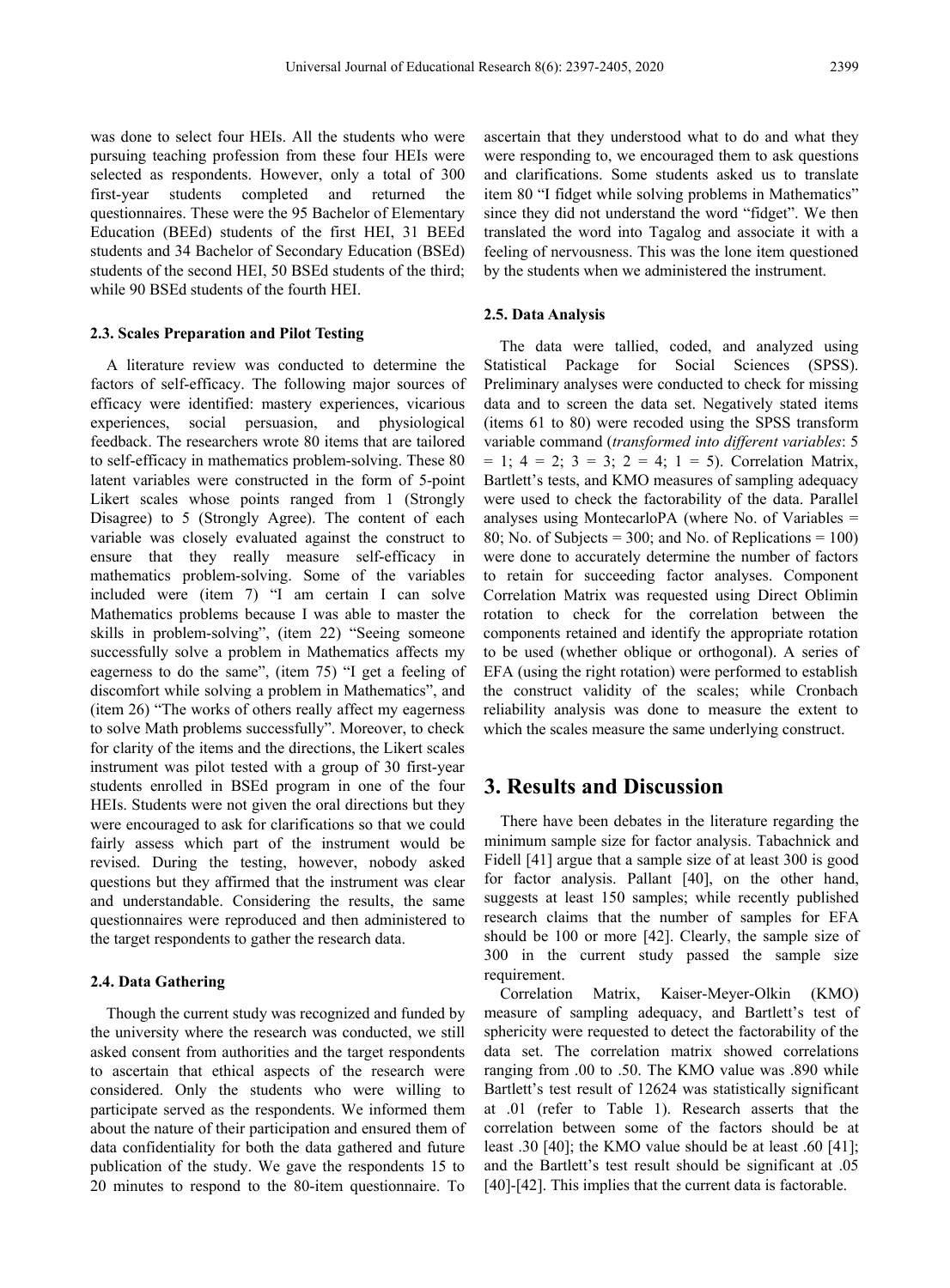was done to select four HEIs. All the students who were pursuing teaching profession from these four HEIs were selected as respondents. However, only a total of 300 first-year students completed and returned the questionnaires. These were the 95 Bachelor of Elementary Education (BEEd) students of the first HEI, 31 BEEd students and 34 Bachelor of Secondary Education (BSEd) students of the second HEI, 50 BSEd students of the third; while 90 BSEd students of the fourth HEI.

### 2.3. Scales Preparation and Pilot Testing

A literature review was conducted to determine the factors of self-efficacy. The following major sources of efficacy were identified: mastery experiences, vicarious experiences, social persuasion, and physiological feedback. The researchers wrote 80 items that are tailored to self-efficacy in mathematics problem-solving. These 80 latent variables were constructed in the form of 5-point Likert scales whose points ranged from 1 (Strongly Disagree) to 5 (Strongly Agree). The content of each variable was closely evaluated against the construct to ensure that they really measure self-efficacy in mathematics problem-solving. Some of the variables included were (item 7) "I am certain I can solve Mathematics problems because I was able to master the skills in problem-solving", (item 22) "Seeing someone successfully solve a problem in Mathematics affects my eagerness to do the same", (item 75) "I get a feeling of discomfort while solving a problem in Mathematics", and (item 26) "The works of others really affect my eagerness to solve Math problems successfully". Moreover, to check for clarity of the items and the directions, the Likert scales instrument was pilot tested with a group of 30 first-year students enrolled in BSEd program in one of the four HEIs. Students were not given the oral directions but they were encouraged to ask for clarifications so that we could fairly assess which part of the instrument would be revised. During the testing, however, nobody asked questions but they affirmed that the instrument was clear and understandable. Considering the results, the same questionnaires were reproduced and then administered to the target respondents to gather the research data.

### 2.4. Data Gathering

Though the current study was recognized and funded by the university where the research was conducted, we still asked consent from authorities and the target respondents to ascertain that ethical aspects of the research were considered. Only the students who were willing to participate served as the respondents. We informed them about the nature of their participation and ensured them of data confidentiality for both the data gathered and future publication of the study. We gave the respondents 15 to 20 minutes to respond to the 80-item questionnaire. To ascertain that they understood what to do and what they were responding to, we encouraged them to ask questions and clarifications. Some students asked us to translate item 80 "I fidget while solving problems in Mathematics" since they did not understand the word "fidget". We then translated the word into Tagalog and associate it with a feeling of nervousness. This was the lone item questioned by the students when we administered the instrument.

### 2.5. Data Analysis

The data were tallied, coded, and analyzed using Statistical Package for Social Sciences (SPSS). Preliminary analyses were conducted to check for missing data and to screen the data set. Negatively stated items (items 61 to 80) were recoded using the SPSS transform variable command (*transformed into different variables*: 5 = 1; 4 = 2; 3 = 3; 2 = 4; 1 = 5). Correlation Matrix, Bartlett's tests, and KMO measures of sampling adequacy were used to check the factorability of the data. Parallel analyses using MontecarloPA (where No. of Variables = 80; No. of Subjects = 300; and No. of Replications = 100) were done to accurately determine the number of factors to retain for succeeding factor analyses. Component Correlation Matrix was requested using Direct Oblimin rotation to check for the correlation between the components retained and identify the appropriate rotation to be used (whether oblique or orthogonal). A series of EFA (using the right rotation) were performed to establish the construct validity of the scales; while Cronbach reliability analysis was done to measure the extent to which the scales measure the same underlying construct.

## 3. Results and Discussion

There have been debates in the literature regarding the minimum sample size for factor analysis. Tabachnick and Fidell [41] argue that a sample size of at least 300 is good for factor analysis. Pallant [40], on the other hand, suggests at least 150 samples; while recently published research claims that the number of samples for EFA should be 100 or more [42]. Clearly, the sample size of 300 in the current study passed the sample size requirement.

Correlation Matrix, Kaiser-Meyer-Olkin (KMO) measure of sampling adequacy, and Bartlett's test of sphericity were requested to detect the factorability of the data set. The correlation matrix showed correlations ranging from .00 to .50. The KMO value was .890 while Bartlett's test result of 12624 was statistically significant at .01 (refer to Table 1). Research asserts that the correlation between some of the factors should be at least .30 [40]; the KMO value should be at least .60 [41]; and the Bartlett's test result should be significant at .05 [40]-[42]. This implies that the current data is factorable.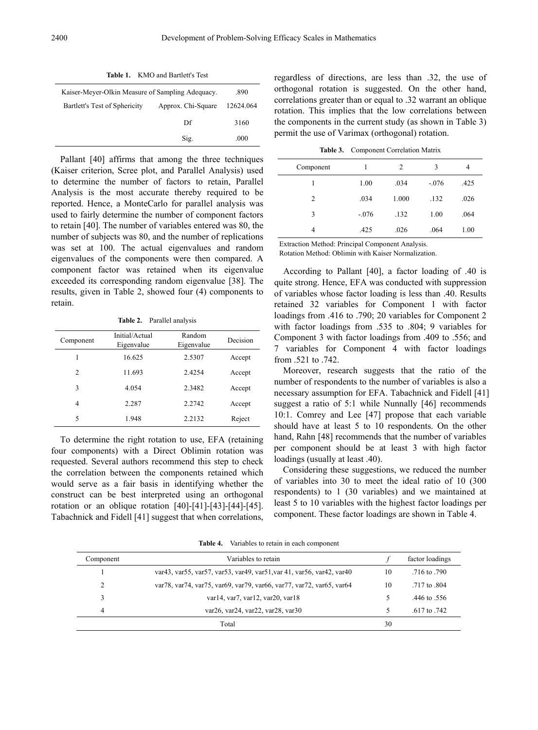**Table 1.** KMO and Bartlett's Test

| | | |
|---|---|---|
| Kaiser-Meyer-Olkin Measure of Sampling Adequacy. | | .890 |
| Bartlett's Test of Sphericity | Approx. Chi-Square | 12624.064 |
| | Df | 3160 |
| | Sig. | .000 |

Pallant [40] affirms that among the three techniques (Kaiser criterion, Scree plot, and Parallel Analysis) used to determine the number of factors to retain, Parallel Analysis is the most accurate thereby required to be reported. Hence, a MonteCarlo for parallel analysis was used to fairly determine the number of component factors to retain [40]. The number of variables entered was 80, the number of subjects was 80, and the number of replications was set at 100. The actual eigenvalues and random eigenvalues of the components were then compared. A component factor was retained when its eigenvalue exceeded its corresponding random eigenvalue [38]. The results, given in Table 2, showed four (4) components to retain.

**Table 2.** Parallel analysis

| Component | Initial/Actual Eigenvalue | Random Eigenvalue | Decision |
|---|---|---|---|
| 1 | 16.625 | 2.5307 | Accept |
| 2 | 11.693 | 2.4254 | Accept |
| 3 | 4.054 | 2.3482 | Accept |
| 4 | 2.287 | 2.2742 | Accept |
| 5 | 1.948 | 2.2132 | Reject |

To determine the right rotation to use, EFA (retaining four components) with a Direct Oblimin rotation was requested. Several authors recommend this step to check the correlation between the components retained which would serve as a fair basis in identifying whether the construct can be best interpreted using an orthogonal rotation or an oblique rotation [40]-[41]-[43]-[44]-[45]. Tabachnick and Fidell [41] suggest that when correlations, regardless of directions, are less than .32, the use of orthogonal rotation is suggested. On the other hand, correlations greater than or equal to .32 warrant an oblique rotation. This implies that the low correlations between the components in the current study (as shown in Table 3) permit the use of Varimax (orthogonal) rotation.

**Table 3.** Component Correlation Matrix

| Component | 1 | 2 | 3 | 4 |
|---|---|---|---|---|
| 1 | 1.00 | .034 | -.076 | .425 |
| 2 | .034 | 1.000 | .132 | .026 |
| 3 | -.076 | .132 | 1.00 | .064 |
| 4 | .425 | .026 | .064 | 1.00 |

Extraction Method: Principal Component Analysis.
Rotation Method: Oblimin with Kaiser Normalization.

According to Pallant [40], a factor loading of .40 is quite strong. Hence, EFA was conducted with suppression of variables whose factor loading is less than .40. Results retained 32 variables for Component 1 with factor loadings from .416 to .790; 20 variables for Component 2 with factor loadings from .535 to .804; 9 variables for Component 3 with factor loadings from .409 to .556; and 7 variables for Component 4 with factor loadings from .521 to .742.

Moreover, research suggests that the ratio of the number of respondents to the number of variables is also a necessary assumption for EFA. Tabachnick and Fidell [41] suggest a ratio of 5:1 while Nunnally [46] recommends 10:1. Comrey and Lee [47] propose that each variable should have at least 5 to 10 respondents. On the other hand, Rahn [48] recommends that the number of variables per component should be at least 3 with high factor loadings (usually at least .40).

Considering these suggestions, we reduced the number of variables into 30 to meet the ideal ratio of 10 (300 respondents) to 1 (30 variables) and we maintained at least 5 to 10 variables with the highest factor loadings per component. These factor loadings are shown in Table 4.

**Table 4.** Variables to retain in each component

| Component | Variables to retain | *f* | factor loadings |
|---|---|---|---|
| 1 | var43, var55, var57, var53, var49, var51,var 41, var56, var42, var40 | 10 | .716 to .790 |
| 2 | var78, var74, var75, var69, var79, var66, var77, var72, var65, var64 | 10 | .717 to .804 |
| 3 | var14, var7, var12, var20, var18 | 5 | .446 to .556 |
| 4 | var26, var24, var22, var28, var30 | 5 | .617 to .742 |
| | Total | 30 | |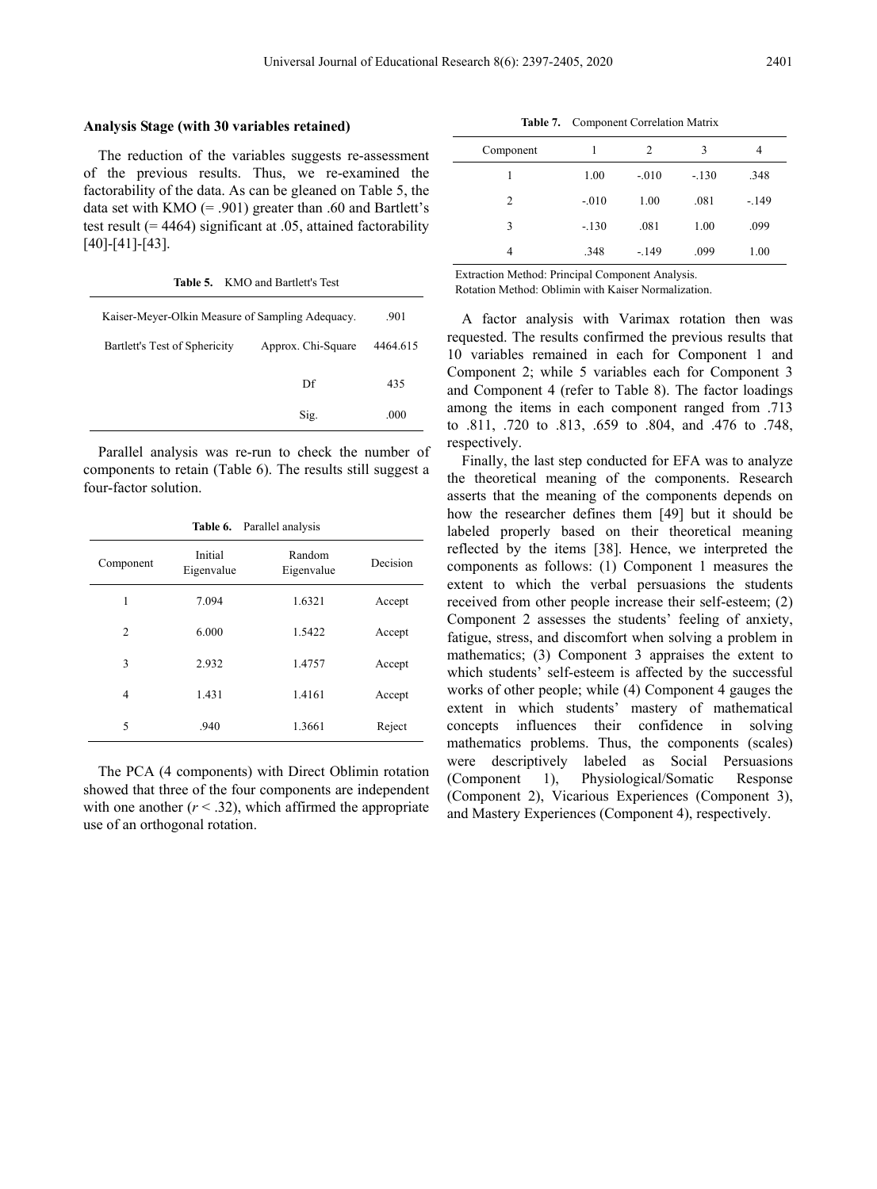### Analysis Stage (with 30 variables retained)

The reduction of the variables suggests re-assessment of the previous results. Thus, we re-examined the factorability of the data. As can be gleaned on Table 5, the data set with KMO (= .901) greater than .60 and Bartlett's test result (= 4464) significant at .05, attained factorability [40]-[41]-[43].

**Table 5.** KMO and Bartlett's Test

| Kaiser-Meyer-Olkin Measure of Sampling Adequacy. | | .901 |
|---|---|---|
| Bartlett's Test of Sphericity | Approx. Chi-Square | 4464.615 |
| | Df | 435 |
| | Sig. | .000 |

Parallel analysis was re-run to check the number of components to retain (Table 6). The results still suggest a four-factor solution.

**Table 6.** Parallel analysis

| Component | Initial Eigenvalue | Random Eigenvalue | Decision |
|---|---|---|---|
| 1 | 7.094 | 1.6321 | Accept |
| 2 | 6.000 | 1.5422 | Accept |
| 3 | 2.932 | 1.4757 | Accept |
| 4 | 1.431 | 1.4161 | Accept |
| 5 | .940 | 1.3661 | Reject |

The PCA (4 components) with Direct Oblimin rotation showed that three of the four components are independent with one another ($r < .32$), which affirmed the appropriate use of an orthogonal rotation.

**Table 7.** Component Correlation Matrix

| Component | 1 | 2 | 3 | 4 |
|---|---|---|---|---|
| 1 | 1.00 | -.010 | -.130 | .348 |
| 2 | -.010 | 1.00 | .081 | -.149 |
| 3 | -.130 | .081 | 1.00 | .099 |
| 4 | .348 | -.149 | .099 | 1.00 |

Extraction Method: Principal Component Analysis.
Rotation Method: Oblimin with Kaiser Normalization.

A factor analysis with Varimax rotation then was requested. The results confirmed the previous results that 10 variables remained in each for Component 1 and Component 2; while 5 variables each for Component 3 and Component 4 (refer to Table 8). The factor loadings among the items in each component ranged from .713 to .811, .720 to .813, .659 to .804, and .476 to .748, respectively.

Finally, the last step conducted for EFA was to analyze the theoretical meaning of the components. Research asserts that the meaning of the components depends on how the researcher defines them [49] but it should be labeled properly based on their theoretical meaning reflected by the items [38]. Hence, we interpreted the components as follows: (1) Component 1 measures the extent to which the verbal persuasions the students received from other people increase their self-esteem; (2) Component 2 assesses the students' feeling of anxiety, fatigue, stress, and discomfort when solving a problem in mathematics; (3) Component 3 appraises the extent to which students' self-esteem is affected by the successful works of other people; while (4) Component 4 gauges the extent in which students' mastery of mathematical concepts influences their confidence in solving mathematics problems. Thus, the components (scales) were descriptively labeled as Social Persuasions (Component 1), Physiological/Somatic Response (Component 2), Vicarious Experiences (Component 3), and Mastery Experiences (Component 4), respectively.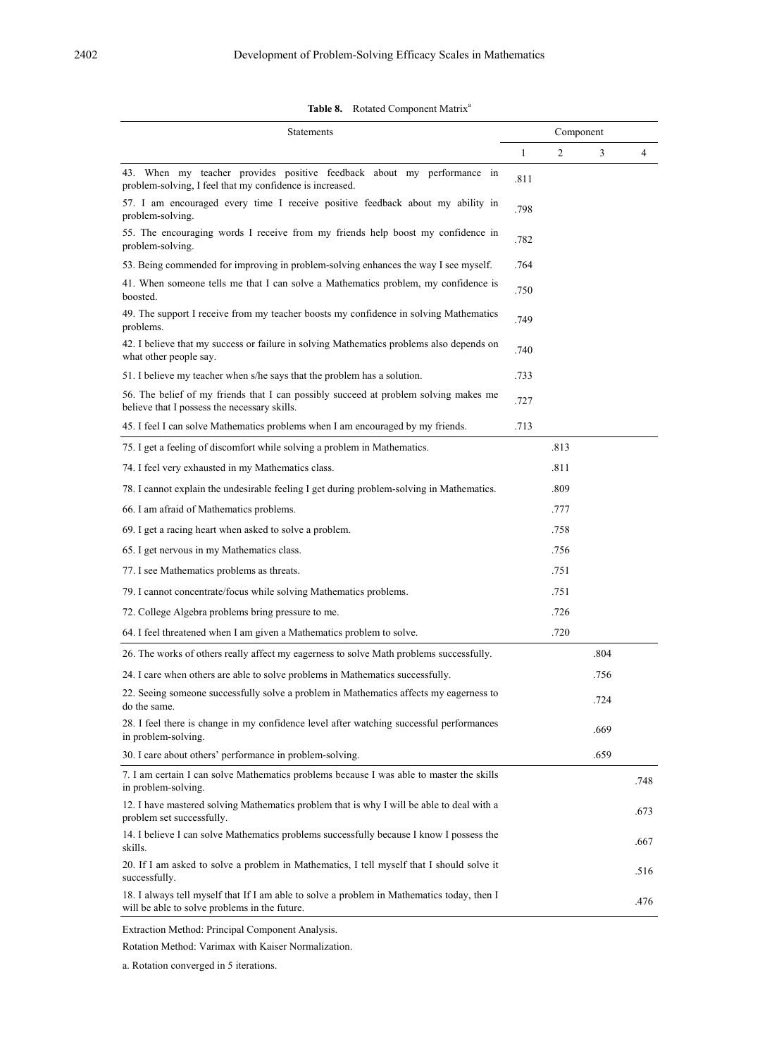**Table 8.** Rotated Component Matrix[a]

| Statements | Component | | | |
|---|---|---|---|---|
| | 1 | 2 | 3 | 4 |
| 43. When my teacher provides positive feedback about my performance in problem-solving, I feel that my confidence is increased. | .811 | | | |
| 57. I am encouraged every time I receive positive feedback about my ability in problem-solving. | .798 | | | |
| 55. The encouraging words I receive from my friends help boost my confidence in problem-solving. | .782 | | | |
| 53. Being commended for improving in problem-solving enhances the way I see myself. | .764 | | | |
| 41. When someone tells me that I can solve a Mathematics problem, my confidence is boosted. | .750 | | | |
| 49. The support I receive from my teacher boosts my confidence in solving Mathematics problems. | .749 | | | |
| 42. I believe that my success or failure in solving Mathematics problems also depends on what other people say. | .740 | | | |
| 51. I believe my teacher when s/he says that the problem has a solution. | .733 | | | |
| 56. The belief of my friends that I can possibly succeed at problem solving makes me believe that I possess the necessary skills. | .727 | | | |
| 45. I feel I can solve Mathematics problems when I am encouraged by my friends. | .713 | | | |
| 75. I get a feeling of discomfort while solving a problem in Mathematics. | | .813 | | |
| 74. I feel very exhausted in my Mathematics class. | | .811 | | |
| 78. I cannot explain the undesirable feeling I get during problem-solving in Mathematics. | | .809 | | |
| 66. I am afraid of Mathematics problems. | | .777 | | |
| 69. I get a racing heart when asked to solve a problem. | | .758 | | |
| 65. I get nervous in my Mathematics class. | | .756 | | |
| 77. I see Mathematics problems as threats. | | .751 | | |
| 79. I cannot concentrate/focus while solving Mathematics problems. | | .751 | | |
| 72. College Algebra problems bring pressure to me. | | .726 | | |
| 64. I feel threatened when I am given a Mathematics problem to solve. | | .720 | | |
| 26. The works of others really affect my eagerness to solve Math problems successfully. | | | .804 | |
| 24. I care when others are able to solve problems in Mathematics successfully. | | | .756 | |
| 22. Seeing someone successfully solve a problem in Mathematics affects my eagerness to do the same. | | | .724 | |
| 28. I feel there is change in my confidence level after watching successful performances in problem-solving. | | | .669 | |
| 30. I care about others' performance in problem-solving. | | | .659 | |
| 7. I am certain I can solve Mathematics problems because I was able to master the skills in problem-solving. | | | | .748 |
| 12. I have mastered solving Mathematics problem that is why I will be able to deal with a problem set successfully. | | | | .673 |
| 14. I believe I can solve Mathematics problems successfully because I know I possess the skills. | | | | .667 |
| 20. If I am asked to solve a problem in Mathematics, I tell myself that I should solve it successfully. | | | | .516 |
| 18. I always tell myself that If I am able to solve a problem in Mathematics today, then I will be able to solve problems in the future. | | | | .476 |

Extraction Method: Principal Component Analysis.

Rotation Method: Varimax with Kaiser Normalization.

a. Rotation converged in 5 iterations.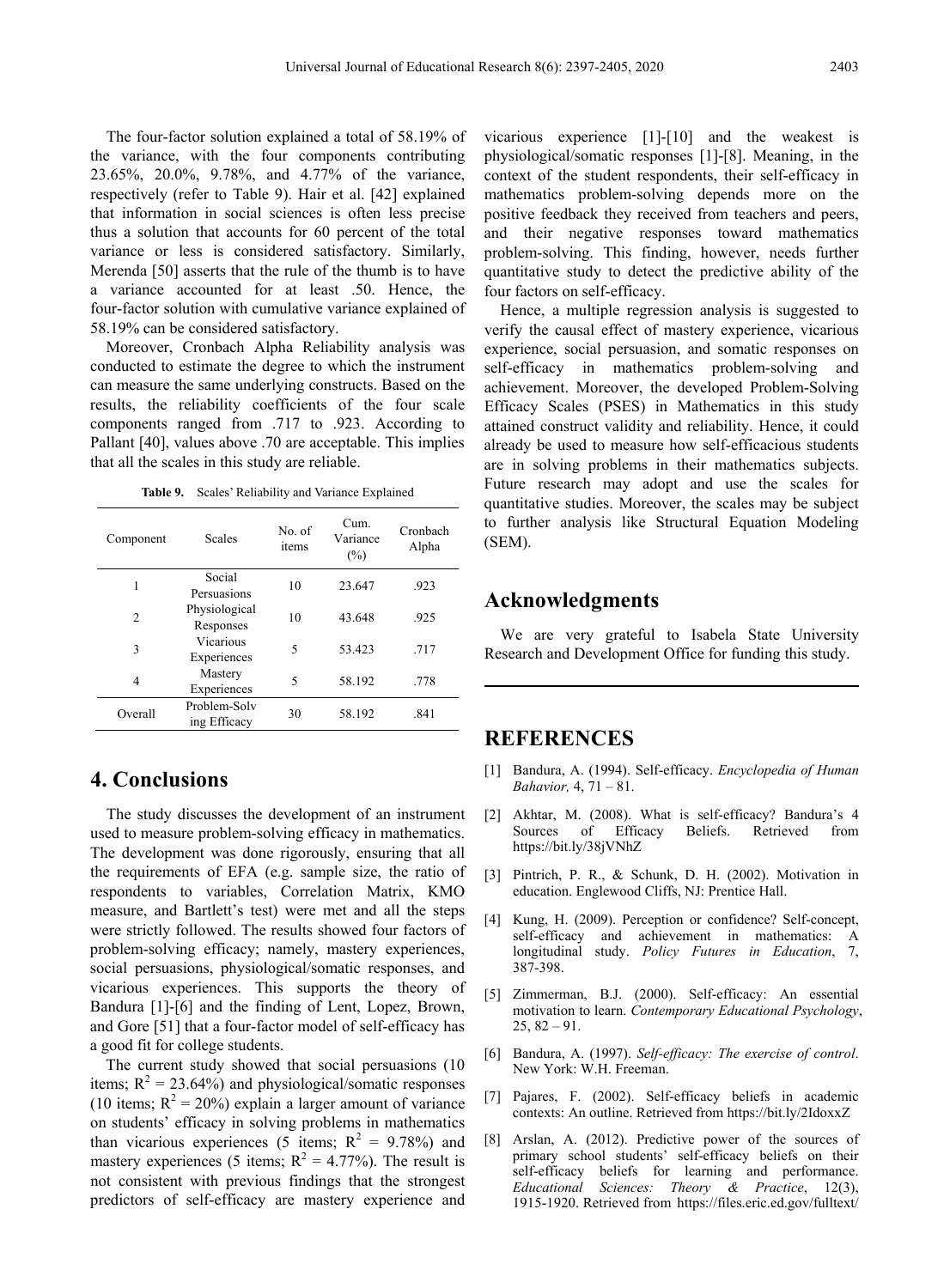The four-factor solution explained a total of 58.19% of the variance, with the four components contributing 23.65%, 20.0%, 9.78%, and 4.77% of the variance, respectively (refer to Table 9). Hair et al. [42] explained that information in social sciences is often less precise thus a solution that accounts for 60 percent of the total variance or less is considered satisfactory. Similarly, Merenda [50] asserts that the rule of the thumb is to have a variance accounted for at least .50. Hence, the four-factor solution with cumulative variance explained of 58.19% can be considered satisfactory.

Moreover, Cronbach Alpha Reliability analysis was conducted to estimate the degree to which the instrument can measure the same underlying constructs. Based on the results, the reliability coefficients of the four scale components ranged from .717 to .923. According to Pallant [40], values above .70 are acceptable. This implies that all the scales in this study are reliable.

**Table 9.** Scales' Reliability and Variance Explained

| Component | Scales | No. of items | Cum. Variance (%) | Cronbach Alpha |
|---|---|---|---|---|
| 1 | Social Persuasions | 10 | 23.647 | .923 |
| 2 | Physiological Responses | 10 | 43.648 | .925 |
| 3 | Vicarious Experiences | 5 | 53.423 | .717 |
| 4 | Mastery Experiences | 5 | 58.192 | .778 |
| Overall | Problem-Solving Efficacy | 30 | 58.192 | .841 |

## 4. Conclusions

The study discusses the development of an instrument used to measure problem-solving efficacy in mathematics. The development was done rigorously, ensuring that all the requirements of EFA (e.g. sample size, the ratio of respondents to variables, Correlation Matrix, KMO measure, and Bartlett's test) were met and all the steps were strictly followed. The results showed four factors of problem-solving efficacy; namely, mastery experiences, social persuasions, physiological/somatic responses, and vicarious experiences. This supports the theory of Bandura [1]-[6] and the finding of Lent, Lopez, Brown, and Gore [51] that a four-factor model of self-efficacy has a good fit for college students.

The current study showed that social persuasions (10 items; $R^2 = 23.64\%$) and physiological/somatic responses (10 items; $R^2 = 20\%$) explain a larger amount of variance on students' efficacy in solving problems in mathematics than vicarious experiences (5 items; $R^2 = 9.78\%$) and mastery experiences (5 items; $R^2 = 4.77\%$). The result is not consistent with previous findings that the strongest predictors of self-efficacy are mastery experience and vicarious experience [1]-[10] and the weakest is physiological/somatic responses [1]-[8]. Meaning, in the context of the student respondents, their self-efficacy in mathematics problem-solving depends more on the positive feedback they received from teachers and peers, and their negative responses toward mathematics problem-solving. This finding, however, needs further quantitative study to detect the predictive ability of the four factors on self-efficacy.

Hence, a multiple regression analysis is suggested to verify the causal effect of mastery experience, vicarious experience, social persuasion, and somatic responses on self-efficacy in mathematics problem-solving and achievement. Moreover, the developed Problem-Solving Efficacy Scales (PSES) in Mathematics in this study attained construct validity and reliability. Hence, it could already be used to measure how self-efficacious students are in solving problems in their mathematics subjects. Future research may adopt and use the scales for quantitative studies. Moreover, the scales may be subject to further analysis like Structural Equation Modeling (SEM).

## Acknowledgments

We are very grateful to Isabela State University Research and Development Office for funding this study.

## REFERENCES

[1] Bandura, A. (1994). Self-efficacy. *Encyclopedia of Human Bahavior,* 4, 71 – 81.

[2] Akhtar, M. (2008). What is self-efficacy? Bandura's 4 Sources of Efficacy Beliefs. Retrieved from https://bit.ly/38jVNhZ

[3] Pintrich, P. R., & Schunk, D. H. (2002). Motivation in education. Englewood Cliffs, NJ: Prentice Hall.

[4] Kung, H. (2009). Perception or confidence? Self-concept, self-efficacy and achievement in mathematics: A longitudinal study. *Policy Futures in Education*, 7, 387-398.

[5] Zimmerman, B.J. (2000). Self-efficacy: An essential motivation to learn. *Contemporary Educational Psychology*, 25, 82 – 91.

[6] Bandura, A. (1997). *Self-efficacy: The exercise of control*. New York: W.H. Freeman.

[7] Pajares, F. (2002). Self-efficacy beliefs in academic contexts: An outline. Retrieved from https://bit.ly/2IdoxxZ

[8] Arslan, A. (2012). Predictive power of the sources of primary school students' self-efficacy beliefs on their self-efficacy beliefs for learning and performance. *Educational Sciences: Theory & Practice*, 12(3), 1915-1920. Retrieved from https://files.eric.ed.gov/fulltext/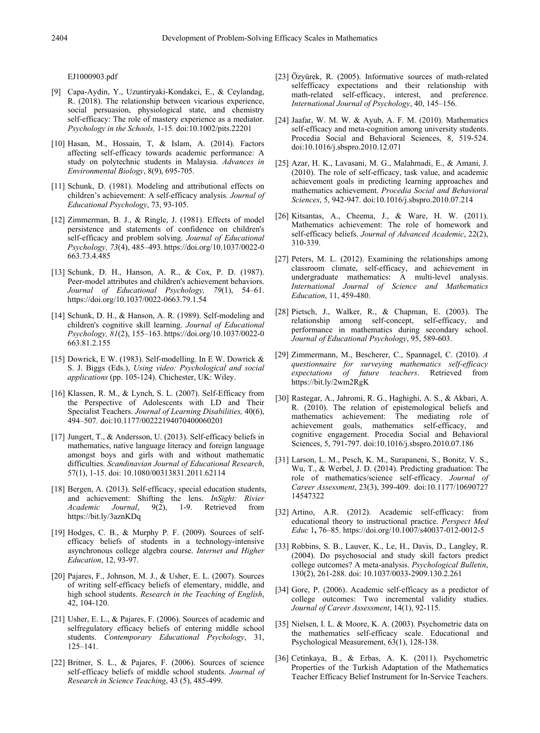EJ1000903.pdf

[9] Capa-Aydin, Y., Uzuntiryaki-Kondakci, E., & Ceylandag, R. (2018). The relationship between vicarious experience, social persuasion, physiological state, and chemistry self-efficacy: The role of mastery experience as a mediator. *Psychology in the Schools,* 1-15*.* doi:10.1002/pits.22201

[10] Hasan, M., Hossain, T, & Islam, A. (2014). Factors affecting self-efficacy towards academic performance: A study on polytechnic students in Malaysia. *Advances in Environmental Biology*, 8(9), 695-705.

[11] Schunk, D. (1981). Modeling and attributional effects on children's achievement: A self-efficacy analysis. *Journal of Educational Psychology*, 73, 93-105.

[12] Zimmerman, B. J., & Ringle, J. (1981). Effects of model persistence and statements of confidence on children's self-efficacy and problem solving. *Journal of Educational Psychology, 73*(4), 485–493. https://doi.org/10.1037/0022-0663.73.4.485

[13] Schunk, D. H., Hanson, A. R., & Cox, P. D. (1987). Peer-model attributes and children's achievement behaviors. *Journal of Educational Psychology, 79*(1), 54–61. https://doi.org/10.1037/0022-0663.79.1.54

[14] Schunk, D. H., & Hanson, A. R. (1989). Self-modeling and children's cognitive skill learning. *Journal of Educational Psychology, 81*(2), 155–163. https://doi.org/10.1037/0022-0663.81.2.155

[15] Dowrick, E W. (1983). Self-modelling. In E W. Dowrick & S. J. Biggs (Eds.), *Using video: Psychological and social applications* (pp. 105-124). Chichester, UK: Wiley.

[16] Klassen, R. M., & Lynch, S. L. (2007). Self-Efficacy from the Perspective of Adolescents with LD and Their Specialist Teachers. *Journal of Learning Disabilities,* 40(6), 494–507*.* doi:10.1177/00222194070400060201

[17] Jungert, T., & Andersson, U. (2013). Self-efficacy beliefs in mathematics, native language literacy and foreign language amongst boys and girls with and without mathematic difficulties. *Scandinavian Journal of Educational Research*, 57(1), 1-15. doi: 10.1080/00313831.2011.62114

[18] Bergen, A. (2013). Self-efficacy, special education students, and achievement: Shifting the lens. *InSight: Rivier Academic Journal*, 9(2), 1-9. Retrieved from https://bit.ly/3aznKDq

[19] Hodges, C. B., & Murphy P. F. (2009). Sources of self-efficacy beliefs of students in a technology-intensive asynchronous college algebra course. *Internet and Higher Education*, 12, 93-97.

[20] Pajares, F., Johnson, M. J., & Usher, E. L. (2007). Sources of writing self-efficacy beliefs of elementary, middle, and high school students. *Research in the Teaching of English*, 42, 104-120.

[21] Usher, E. L., & Pajares, F. (2006). Sources of academic and selfregulatory efficacy beliefs of entering middle school students. *Contemporary Educational Psychology*, 31, 125–141.

[22] Britner, S. L., & Pajares, F. (2006). Sources of science self-efficacy beliefs of middle school students. *Journal of Research in Science Teaching*, 43 (5), 485-499.

[23] Özyürek, R. (2005). Informative sources of math-related selfefficacy expectations and their relationship with math-related self-efficacy, interest, and preference. *International Journal of Psychology*, 40, 145–156.

[24] Jaafar, W. M. W. & Ayub, A. F. M. (2010). Mathematics self-efficacy and meta-cognition among university students. Procedia Social and Behavioral Sciences, 8, 519-524. doi:10.1016/j.sbspro.2010.12.071

[25] Azar, H. K., Lavasani, M. G., Malahmadi, E., & Amani, J. (2010). The role of self-efficacy, task value, and academic achievement goals in predicting learning approaches and mathematics achievement. *Procedia Social and Behavioral Sciences*, 5, 942-947. doi:10.1016/j.sbspro.2010.07.214

[26] Kitsantas, A., Cheema, J., & Ware, H. W. (2011). Mathematics achievement: The role of homework and self-efficacy beliefs. *Journal of Advanced Academic*, 22(2), 310-339.

[27] Peters, M. L. (2012). Examining the relationships among classroom climate, self-efficacy, and achievement in undergraduate mathematics: A multi-level analysis. *International Journal of Science and Mathematics Education*, 11, 459-480.

[28] Pietsch, J., Walker, R., & Chapman, E. (2003). The relationship among self-concept, self-efficacy, and performance in mathematics during secondary school. *Journal of Educational Psychology*, 95, 589-603.

[29] Zimmermann, M., Bescherer, C., Spannagel, C. (2010). *A questionnaire for surveying mathematics self-efficacy expectations of future teachers*. Retrieved from https://bit.ly/2wm2RgK

[30] Rastegar, A., Jahromi, R. G., Haghighi, A. S., & Akbari, A. R. (2010). The relation of epistemological beliefs and mathematics achievement: The mediating role of achievement goals, mathematics self-efficacy, and cognitive engagement. Procedia Social and Behavioral Sciences, 5, 791-797. doi:10.1016/j.sbspro.2010.07.186

[31] Larson, L. M., Pesch, K. M., Surapaneni, S., Bonitz, V. S., Wu, T., & Werbel, J. D. (2014). Predicting graduation: The role of mathematics/science self-efficacy. *Journal of Career Assessment*, 23(3), 399-409. doi:10.1177/1069072714547322

[32] Artino, A.R. (2012). Academic self-efficacy: from educational theory to instructional practice. *Perspect Med Educ* 1**,** 76–85. https://doi.org/10.1007/s40037-012-0012-5

[33] Robbins, S. B., Lauver, K., Le, H., Davis, D., Langley, R. (2004). Do psychosocial and study skill factors predict college outcomes? A meta-analysis. *Psychological Bulletin*, 130(2), 261-288. doi: 10.1037/0033-2909.130.2.261

[34] Gore, P. (2006). Academic self-efficacy as a predictor of college outcomes: Two incremental validity studies. *Journal of Career Assessment*, 14(1), 92-115.

[35] Nielsen, I. L. & Moore, K. A. (2003). Psychometric data on the mathematics self-efficacy scale. Educational and Psychological Measurement, 63(1), 128-138.

[36] Cetinkaya, B., & Erbas, A. K. (2011). Psychometric Properties of the Turkish Adaptation of the Mathematics Teacher Efficacy Belief Instrument for In-Service Teachers.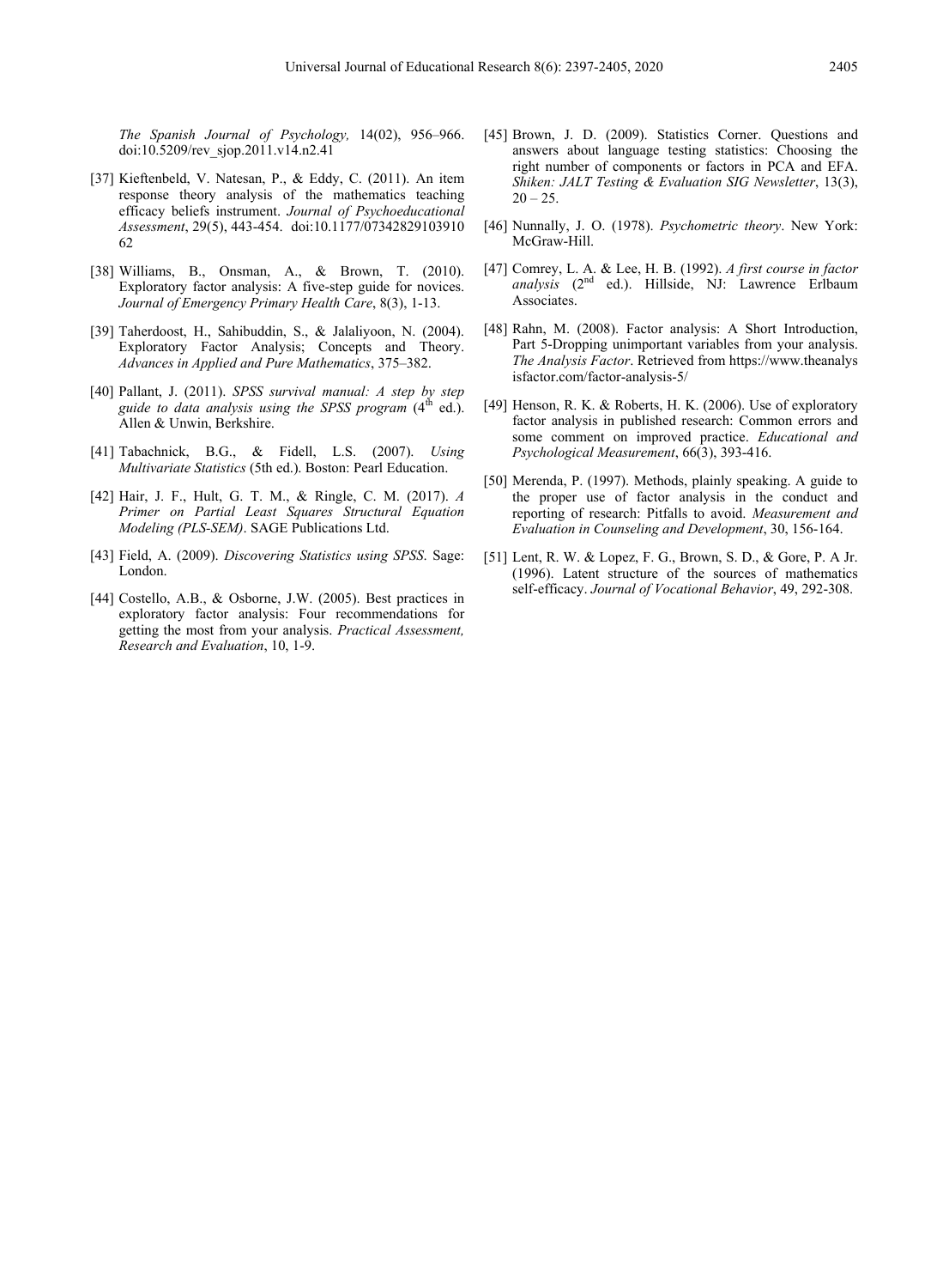*The Spanish Journal of Psychology,* 14(02), 956–966. doi:10.5209/rev_sjop.2011.v14.n2.41

[37] Kieftenbeld, V. Natesan, P., & Eddy, C. (2011). An item response theory analysis of the mathematics teaching efficacy beliefs instrument. *Journal of Psychoeducational Assessment*, 29(5), 443-454. doi:10.1177/0734282910391062

[38] Williams, B., Onsman, A., & Brown, T. (2010). Exploratory factor analysis: A five-step guide for novices. *Journal of Emergency Primary Health Care*, 8(3), 1-13.

[39] Taherdoost, H., Sahibuddin, S., & Jalaliyoon, N. (2004). Exploratory Factor Analysis; Concepts and Theory. *Advances in Applied and Pure Mathematics*, 375–382.

[40] Pallant, J. (2011). *SPSS survival manual: A step by step guide to data analysis using the SPSS program* (4th ed.). Allen & Unwin, Berkshire.

[41] Tabachnick, B.G., & Fidell, L.S. (2007). *Using Multivariate Statistics* (5th ed.). Boston: Pearl Education.

[42] Hair, J. F., Hult, G. T. M., & Ringle, C. M. (2017). *A Primer on Partial Least Squares Structural Equation Modeling (PLS-SEM)*. SAGE Publications Ltd.

[43] Field, A. (2009). *Discovering Statistics using SPSS*. Sage: London.

[44] Costello, A.B., & Osborne, J.W. (2005). Best practices in exploratory factor analysis: Four recommendations for getting the most from your analysis. *Practical Assessment, Research and Evaluation*, 10, 1-9.

[45] Brown, J. D. (2009). Statistics Corner. Questions and answers about language testing statistics: Choosing the right number of components or factors in PCA and EFA. *Shiken: JALT Testing & Evaluation SIG Newsletter*, 13(3), 20 – 25.

[46] Nunnally, J. O. (1978). *Psychometric theory*. New York: McGraw-Hill.

[47] Comrey, L. A. & Lee, H. B. (1992). *A first course in factor analysis* (2nd ed.). Hillside, NJ: Lawrence Erlbaum Associates.

[48] Rahn, M. (2008). Factor analysis: A Short Introduction, Part 5-Dropping unimportant variables from your analysis. *The Analysis Factor*. Retrieved from https://www.theanalysisfactor.com/factor-analysis-5/

[49] Henson, R. K. & Roberts, H. K. (2006). Use of exploratory factor analysis in published research: Common errors and some comment on improved practice. *Educational and Psychological Measurement*, 66(3), 393-416.

[50] Merenda, P. (1997). Methods, plainly speaking. A guide to the proper use of factor analysis in the conduct and reporting of research: Pitfalls to avoid. *Measurement and Evaluation in Counseling and Development*, 30, 156-164.

[51] Lent, R. W. & Lopez, F. G., Brown, S. D., & Gore, P. A Jr. (1996). Latent structure of the sources of mathematics self-efficacy. *Journal of Vocational Behavior*, 49, 292-308.